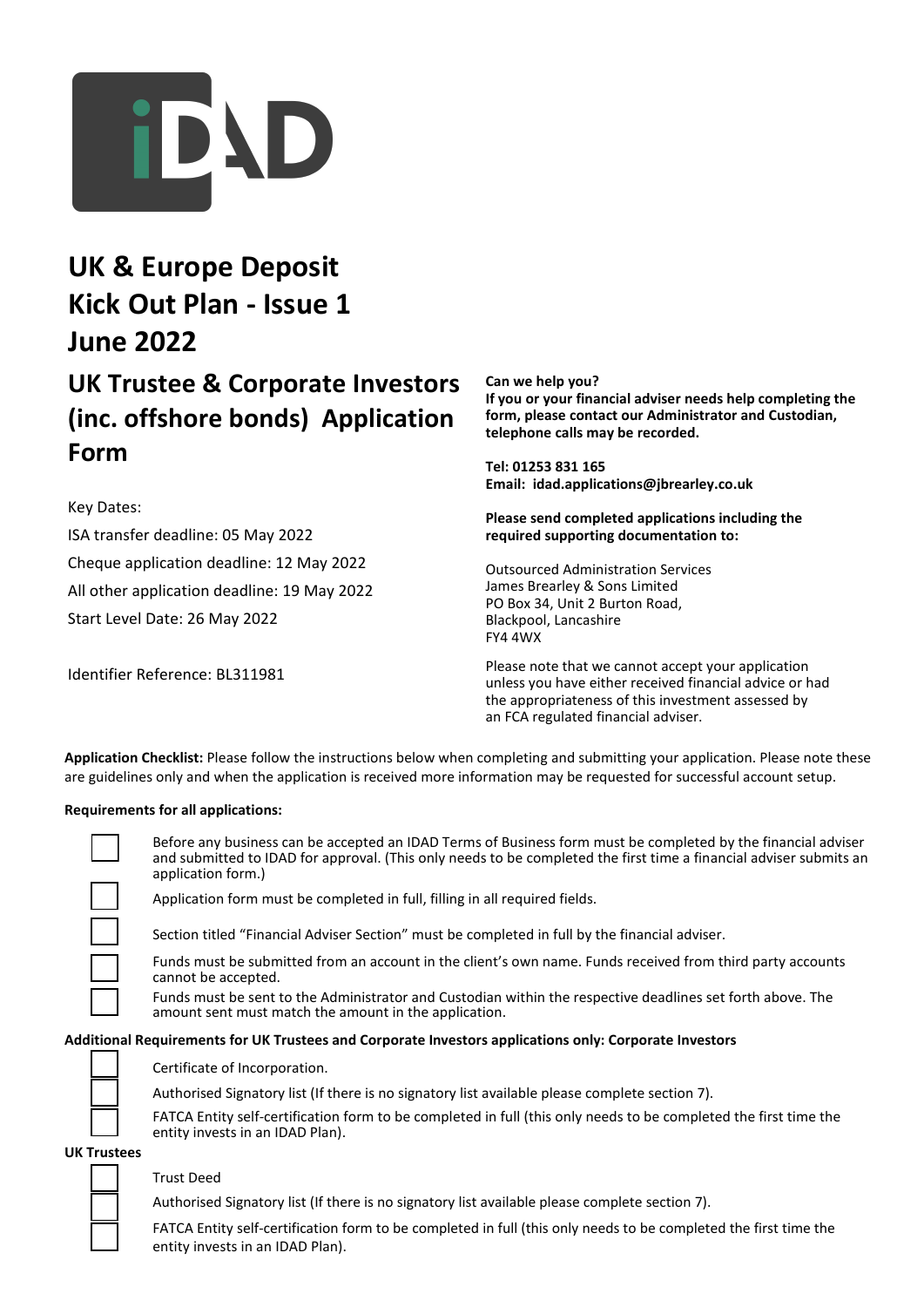# UK & Europe Deposit Kick Out Plan - Issue 1 June 2022

## UK Trustee & Corporate Investors (inc. offshore bonds) Application Form

Key Dates:

ISA transfer deadline: 05 May 2022

Cheque application deadline: 12 May 2022

All other application deadline: 19 May 2022

Start Level Date: 26 May 2022

Identifier Reference: BL311981

**Can we help you?**
**If you or your financial adviser needs help completing the form, please contact our Administrator and Custodian, telephone calls may be recorded.**

**Tel: 01253 831 165**
**Email: idad.applications@jbrearley.co.uk**

**Please send completed applications including the required supporting documentation to:**

Outsourced Administration Services
James Brearley & Sons Limited
PO Box 34, Unit 2 Burton Road,
Blackpool, Lancashire
FY4 4WX

Please note that we cannot accept your application unless you have either received financial advice or had the appropriateness of this investment assessed by an FCA regulated financial adviser.

**Application Checklist:** Please follow the instructions below when completing and submitting your application. Please note these are guidelines only and when the application is received more information may be requested for successful account setup.

**Requirements for all applications:**

- ☐ Before any business can be accepted an IDAD Terms of Business form must be completed by the financial adviser and submitted to IDAD for approval. (This only needs to be completed the first time a financial adviser submits an application form.)
- ☐ Application form must be completed in full, filling in all required fields.
- ☐ Section titled "Financial Adviser Section" must be completed in full by the financial adviser.
- ☐ Funds must be submitted from an account in the client's own name. Funds received from third party accounts cannot be accepted.
- ☐ Funds must be sent to the Administrator and Custodian within the respective deadlines set forth above. The amount sent must match the amount in the application.

**Additional Requirements for UK Trustees and Corporate Investors applications only: Corporate Investors**

- ☐ Certificate of Incorporation.
- ☐ Authorised Signatory list (If there is no signatory list available please complete section 7).
- ☐ FATCA Entity self-certification form to be completed in full (this only needs to be completed the first time the entity invests in an IDAD Plan).

**UK Trustees**

- ☐ Trust Deed
- ☐ Authorised Signatory list (If there is no signatory list available please complete section 7).
- ☐ FATCA Entity self-certification form to be completed in full (this only needs to be completed the first time the entity invests in an IDAD Plan).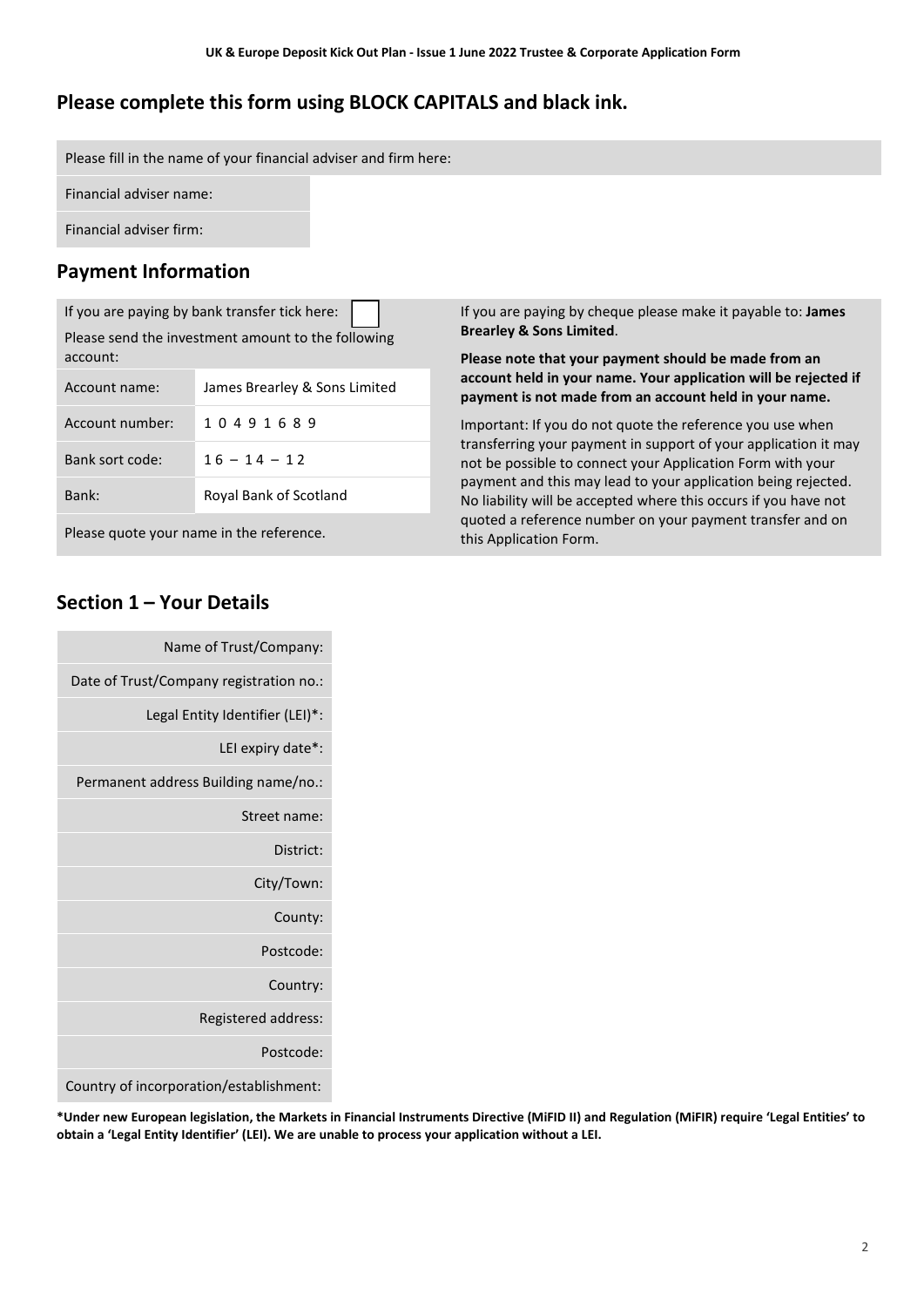## Please complete this form using BLOCK CAPITALS and black ink.

Please fill in the name of your financial adviser and firm here:

| | |
|---|---|
| Financial adviser name: | |
| Financial adviser firm: | |

## Payment Information

If you are paying by bank transfer tick here: ☐

Please send the investment amount to the following account:

| | |
|---|---|
| Account name: | James Brearley & Sons Limited |
| Account number: | 1 0 4 9 1 6 8 9 |
| Bank sort code: | 1 6 – 1 4 – 1 2 |
| Bank: | Royal Bank of Scotland |

Please quote your name in the reference.

If you are paying by cheque please make it payable to: **James Brearley & Sons Limited**.

**Please note that your payment should be made from an account held in your name. Your application will be rejected if payment is not made from an account held in your name.**

Important: If you do not quote the reference you use when transferring your payment in support of your application it may not be possible to connect your Application Form with your payment and this may lead to your application being rejected. No liability will be accepted where this occurs if you have not quoted a reference number on your payment transfer and on this Application Form.

## Section 1 – Your Details

| | |
|---|---|
| Name of Trust/Company: | |
| Date of Trust/Company registration no.: | |
| Legal Entity Identifier (LEI)*: | |
| LEI expiry date*: | |
| Permanent address Building name/no.: | |
| Street name: | |
| District: | |
| City/Town: | |
| County: | |
| Postcode: | |
| Country: | |
| Registered address: | |
| Postcode: | |
| Country of incorporation/establishment: | |

**\*Under new European legislation, the Markets in Financial Instruments Directive (MiFID II) and Regulation (MiFIR) require 'Legal Entities' to obtain a 'Legal Entity Identifier' (LEI). We are unable to process your application without a LEI.**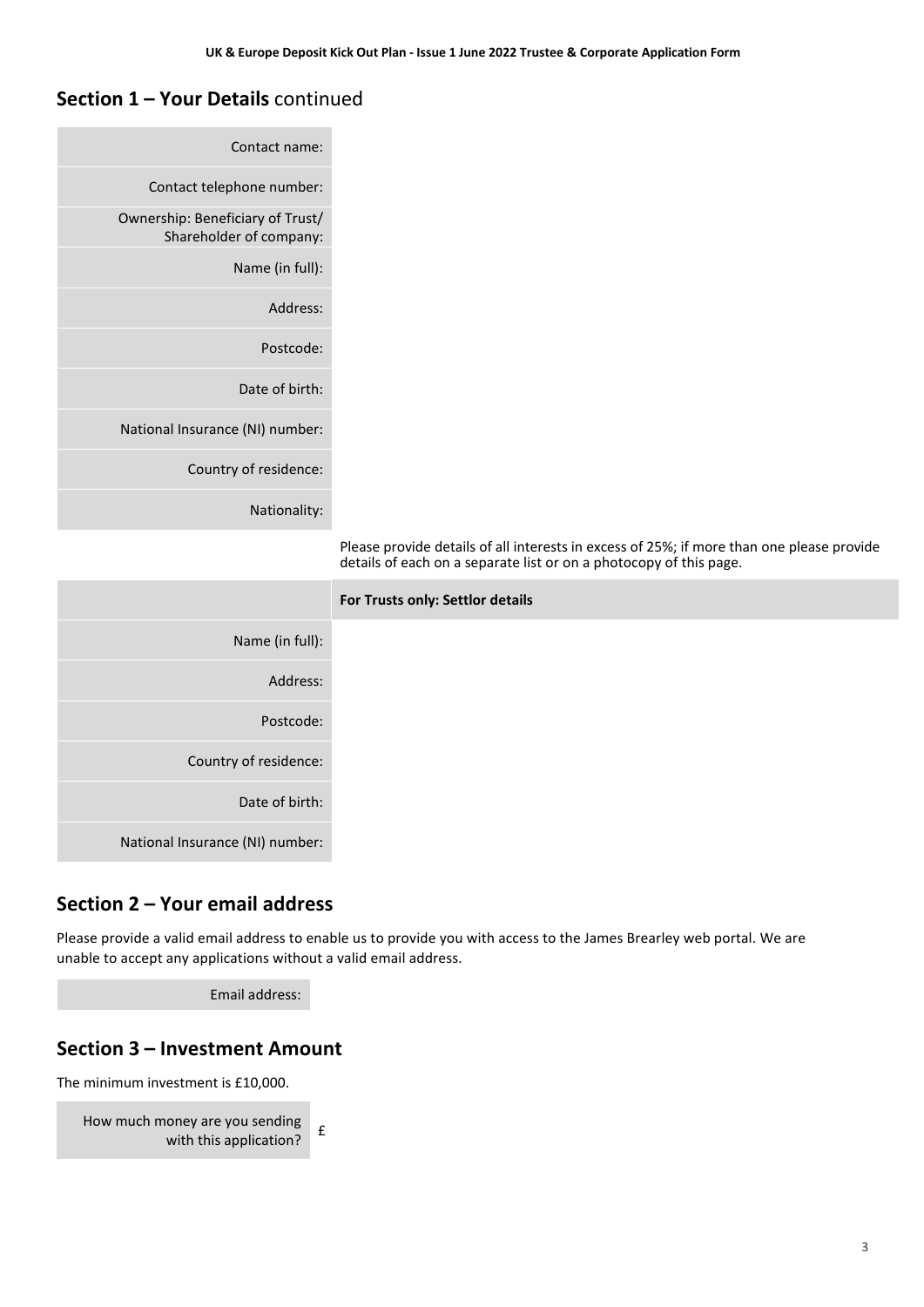## Section 1 – Your Details continued

| | |
|---|---|
| Contact name: | |
| Contact telephone number: | |
| Ownership: Beneficiary of Trust/ Shareholder of company: | |
| Name (in full): | |
| Address: | |
| Postcode: | |
| Date of birth: | |
| National Insurance (NI) number: | |
| Country of residence: | |
| Nationality: | |

Please provide details of all interests in excess of 25%; if more than one please provide details of each on a separate list or on a photocopy of this page.

| | **For Trusts only: Settlor details** |
|---|---|
| Name (in full): | |
| Address: | |
| Postcode: | |
| Country of residence: | |
| Date of birth: | |
| National Insurance (NI) number: | |

## Section 2 – Your email address

Please provide a valid email address to enable us to provide you with access to the James Brearley web portal. We are unable to accept any applications without a valid email address.

| | |
|---|---|
| Email address: | |

## Section 3 – Investment Amount

The minimum investment is £10,000.

| | |
|---|---|
| How much money are you sending with this application? | £ |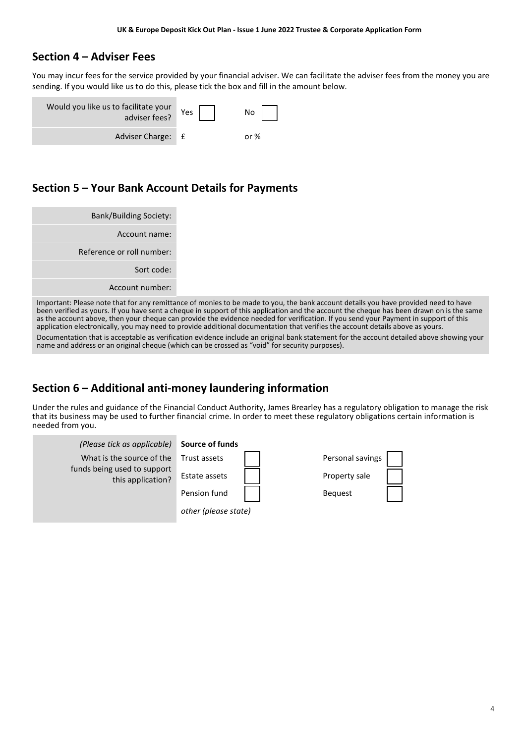## Section 4 – Adviser Fees

You may incur fees for the service provided by your financial adviser. We can facilitate the adviser fees from the money you are sending. If you would like us to do this, please tick the box and fill in the amount below.

| | | |
|---|---|---|
| Would you like us to facilitate your adviser fees? | Yes ☐ | No ☐ |
| Adviser Charge: | £ | or % |

## Section 5 – Your Bank Account Details for Payments

| | |
|---|---|
| Bank/Building Society: | |
| Account name: | |
| Reference or roll number: | |
| Sort code: | |
| Account number: | |

Important: Please note that for any remittance of monies to be made to you, the bank account details you have provided need to have been verified as yours. If you have sent a cheque in support of this application and the account the cheque has been drawn on is the same as the account above, then your cheque can provide the evidence needed for verification. If you send your Payment in support of this application electronically, you may need to provide additional documentation that verifies the account details above as yours.

Documentation that is acceptable as verification evidence include an original bank statement for the account detailed above showing your name and address or an original cheque (which can be crossed as "void" for security purposes).

## Section 6 – Additional anti-money laundering information

Under the rules and guidance of the Financial Conduct Authority, James Brearley has a regulatory obligation to manage the risk that its business may be used to further financial crime. In order to meet these regulatory obligations certain information is needed from you.

| *(Please tick as applicable)* | **Source of funds** | | | |
|---|---|---|---|---|
| What is the source of the funds being used to support this application? | Trust assets | ☐ | Personal savings | ☐ |
| | Estate assets | ☐ | Property sale | ☐ |
| | Pension fund | ☐ | Bequest | ☐ |
| | *other (please state)* | | | |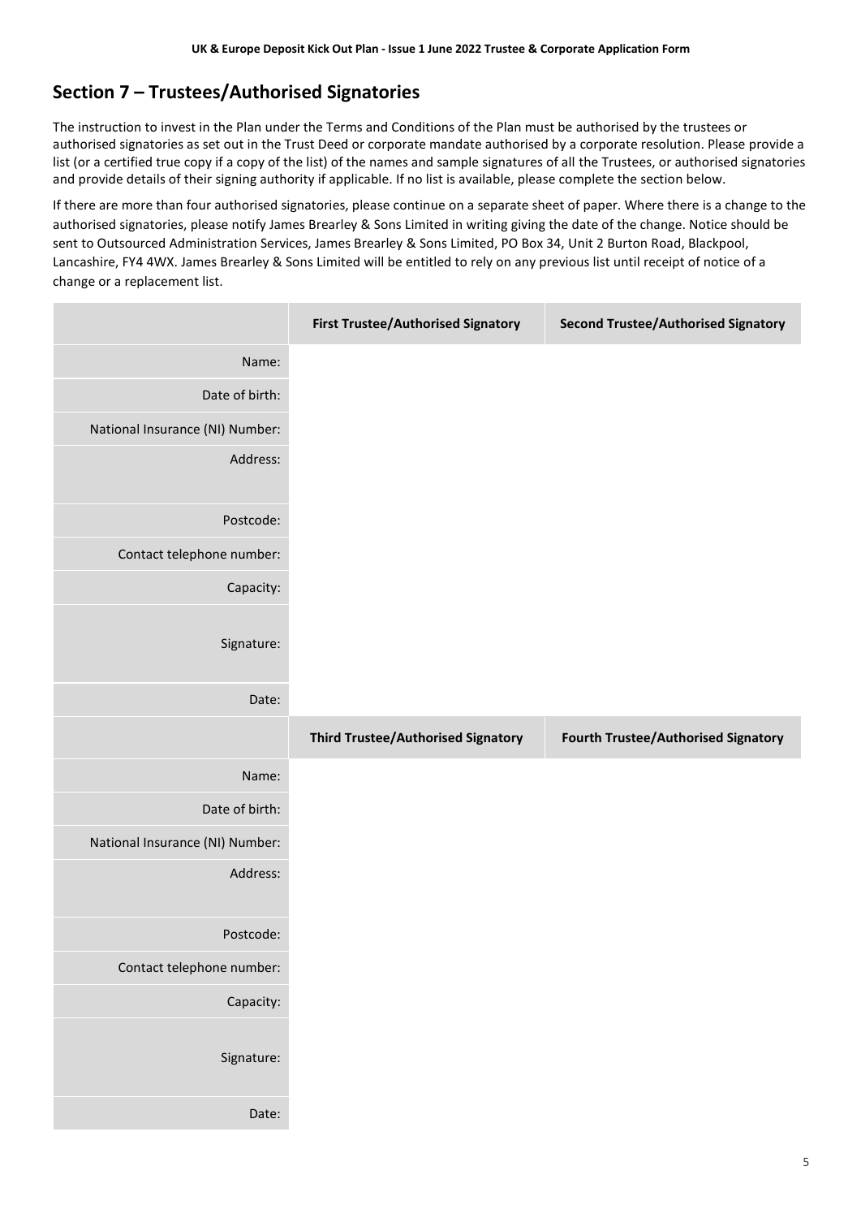## Section 7 – Trustees/Authorised Signatories

The instruction to invest in the Plan under the Terms and Conditions of the Plan must be authorised by the trustees or authorised signatories as set out in the Trust Deed or corporate mandate authorised by a corporate resolution. Please provide a list (or a certified true copy if a copy of the list) of the names and sample signatures of all the Trustees, or authorised signatories and provide details of their signing authority if applicable. If no list is available, please complete the section below.

If there are more than four authorised signatories, please continue on a separate sheet of paper. Where there is a change to the authorised signatories, please notify James Brearley & Sons Limited in writing giving the date of the change. Notice should be sent to Outsourced Administration Services, James Brearley & Sons Limited, PO Box 34, Unit 2 Burton Road, Blackpool, Lancashire, FY4 4WX. James Brearley & Sons Limited will be entitled to rely on any previous list until receipt of notice of a change or a replacement list.

| | First Trustee/Authorised Signatory | Second Trustee/Authorised Signatory |
|---|---|---|
| Name: | | |
| Date of birth: | | |
| National Insurance (NI) Number: | | |
| Address: | | |
| Postcode: | | |
| Contact telephone number: | | |
| Capacity: | | |
| Signature: | | |
| Date: | | |

| | Third Trustee/Authorised Signatory | Fourth Trustee/Authorised Signatory |
|---|---|---|
| Name: | | |
| Date of birth: | | |
| National Insurance (NI) Number: | | |
| Address: | | |
| Postcode: | | |
| Contact telephone number: | | |
| Capacity: | | |
| Signature: | | |
| Date: | | |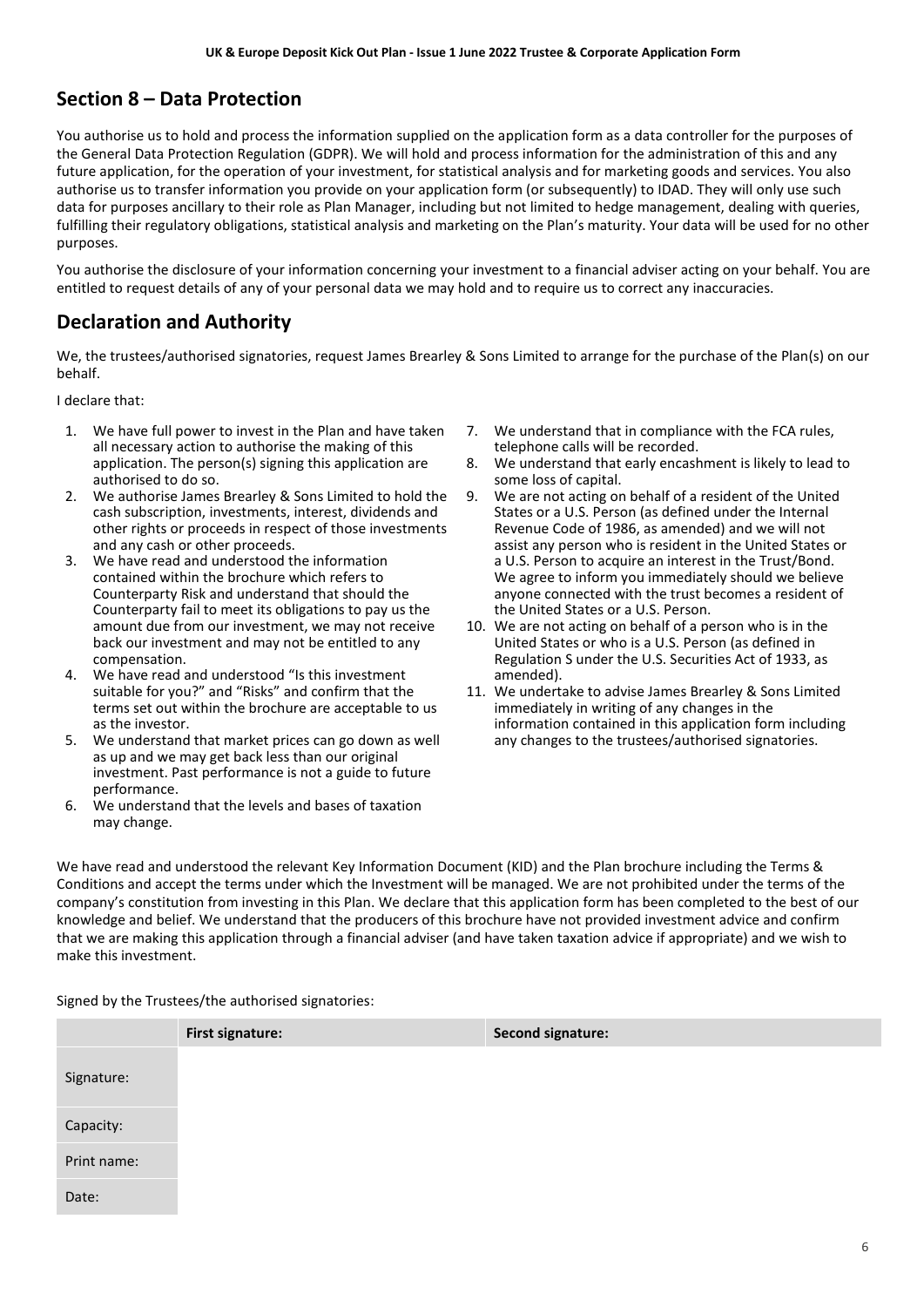## Section 8 – Data Protection

You authorise us to hold and process the information supplied on the application form as a data controller for the purposes of the General Data Protection Regulation (GDPR). We will hold and process information for the administration of this and any future application, for the operation of your investment, for statistical analysis and for marketing goods and services. You also authorise us to transfer information you provide on your application form (or subsequently) to IDAD. They will only use such data for purposes ancillary to their role as Plan Manager, including but not limited to hedge management, dealing with queries, fulfilling their regulatory obligations, statistical analysis and marketing on the Plan's maturity. Your data will be used for no other purposes.

You authorise the disclosure of your information concerning your investment to a financial adviser acting on your behalf. You are entitled to request details of any of your personal data we may hold and to require us to correct any inaccuracies.

## Declaration and Authority

We, the trustees/authorised signatories, request James Brearley & Sons Limited to arrange for the purchase of the Plan(s) on our behalf.

I declare that:

1. We have full power to invest in the Plan and have taken all necessary action to authorise the making of this application. The person(s) signing this application are authorised to do so.
2. We authorise James Brearley & Sons Limited to hold the cash subscription, investments, interest, dividends and other rights or proceeds in respect of those investments and any cash or other proceeds.
3. We have read and understood the information contained within the brochure which refers to Counterparty Risk and understand that should the Counterparty fail to meet its obligations to pay us the amount due from our investment, we may not receive back our investment and may not be entitled to any compensation.
4. We have read and understood "Is this investment suitable for you?" and "Risks" and confirm that the terms set out within the brochure are acceptable to us as the investor.
5. We understand that market prices can go down as well as up and we may get back less than our original investment. Past performance is not a guide to future performance.
6. We understand that the levels and bases of taxation may change.
7. We understand that in compliance with the FCA rules, telephone calls will be recorded.
8. We understand that early encashment is likely to lead to some loss of capital.
9. We are not acting on behalf of a resident of the United States or a U.S. Person (as defined under the Internal Revenue Code of 1986, as amended) and we will not assist any person who is resident in the United States or a U.S. Person to acquire an interest in the Trust/Bond. We agree to inform you immediately should we believe anyone connected with the trust becomes a resident of the United States or a U.S. Person.
10. We are not acting on behalf of a person who is in the United States or who is a U.S. Person (as defined in Regulation S under the U.S. Securities Act of 1933, as amended).
11. We undertake to advise James Brearley & Sons Limited immediately in writing of any changes in the information contained in this application form including any changes to the trustees/authorised signatories.

We have read and understood the relevant Key Information Document (KID) and the Plan brochure including the Terms & Conditions and accept the terms under which the Investment will be managed. We are not prohibited under the terms of the company's constitution from investing in this Plan. We declare that this application form has been completed to the best of our knowledge and belief. We understand that the producers of this brochure have not provided investment advice and confirm that we are making this application through a financial adviser (and have taken taxation advice if appropriate) and we wish to make this investment.

Signed by the Trustees/the authorised signatories:

| | **First signature:** | **Second signature:** |
|---|---|---|
| Signature: | | |
| Capacity: | | |
| Print name: | | |
| Date: | | |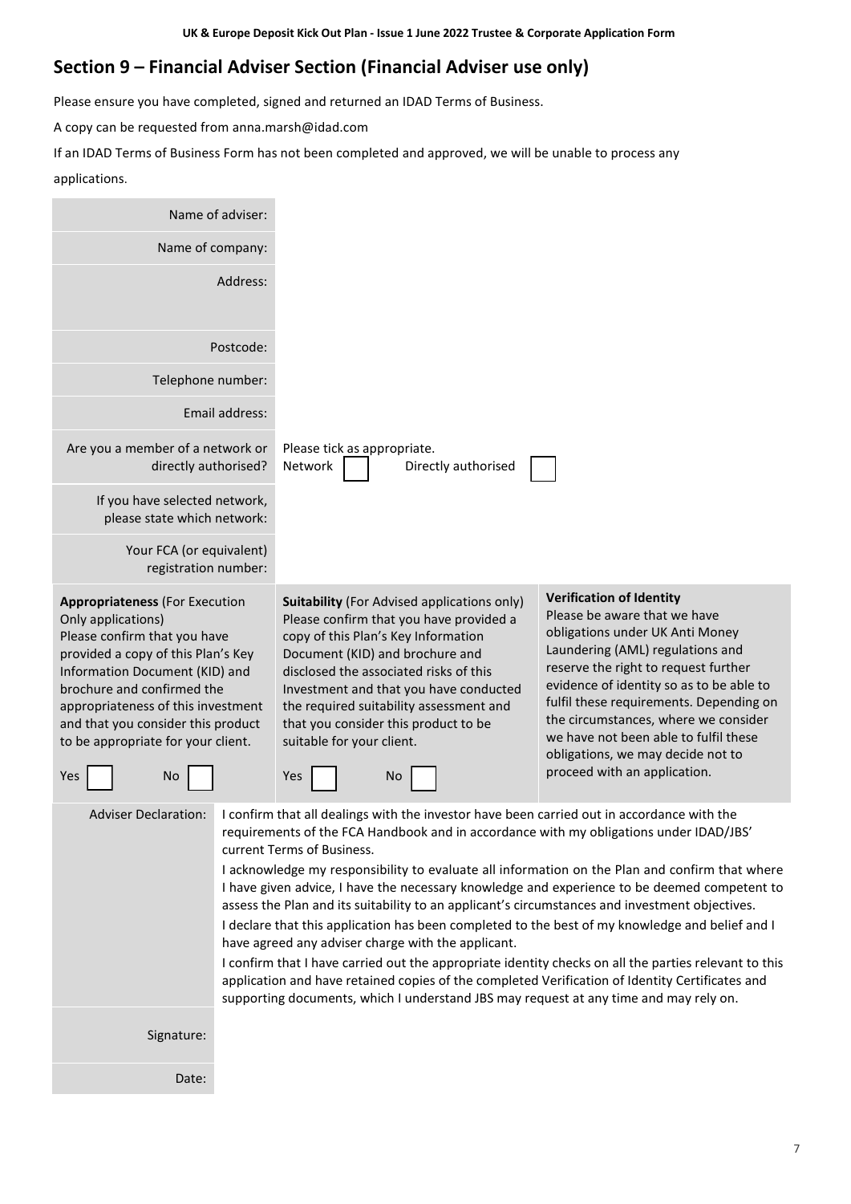## Section 9 – Financial Adviser Section (Financial Adviser use only)

Please ensure you have completed, signed and returned an IDAD Terms of Business.

A copy can be requested from anna.marsh@idad.com

If an IDAD Terms of Business Form has not been completed and approved, we will be unable to process any applications.

| | |
|---|---|
| Name of adviser: | |
| Name of company: | |
| Address: | |
| Postcode: | |
| Telephone number: | |
| Email address: | |
| Are you a member of a network or directly authorised? | Please tick as appropriate. Network ☐ Directly authorised ☐ |
| If you have selected network, please state which network: | |
| Your FCA (or equivalent) registration number: | |

| **Appropriateness** (For Execution Only applications) | **Suitability** (For Advised applications only) | **Verification of Identity** |
|---|---|---|
| Please confirm that you have provided a copy of this Plan's Key Information Document (KID) and brochure and confirmed the appropriateness of this investment and that you consider this product to be appropriate for your client. Yes ☐ No ☐ | Please confirm that you have provided a copy of this Plan's Key Information Document (KID) and brochure and disclosed the associated risks of this Investment and that you have conducted the required suitability assessment and that you consider this product to be suitable for your client. Yes ☐ No ☐ | Please be aware that we have obligations under UK Anti Money Laundering (AML) regulations and reserve the right to request further evidence of identity so as to be able to fulfil these requirements. Depending on the circumstances, where we consider we have not been able to fulfil these obligations, we may decide not to proceed with an application. |

**Adviser Declaration:**

I confirm that all dealings with the investor have been carried out in accordance with the requirements of the FCA Handbook and in accordance with my obligations under IDAD/JBS' current Terms of Business.

I acknowledge my responsibility to evaluate all information on the Plan and confirm that where I have given advice, I have the necessary knowledge and experience to be deemed competent to assess the Plan and its suitability to an applicant's circumstances and investment objectives.

I declare that this application has been completed to the best of my knowledge and belief and I have agreed any adviser charge with the applicant.

I confirm that I have carried out the appropriate identity checks on all the parties relevant to this application and have retained copies of the completed Verification of Identity Certificates and supporting documents, which I understand JBS may request at any time and may rely on.

| | |
|---|---|
| Signature: | |
| Date: | |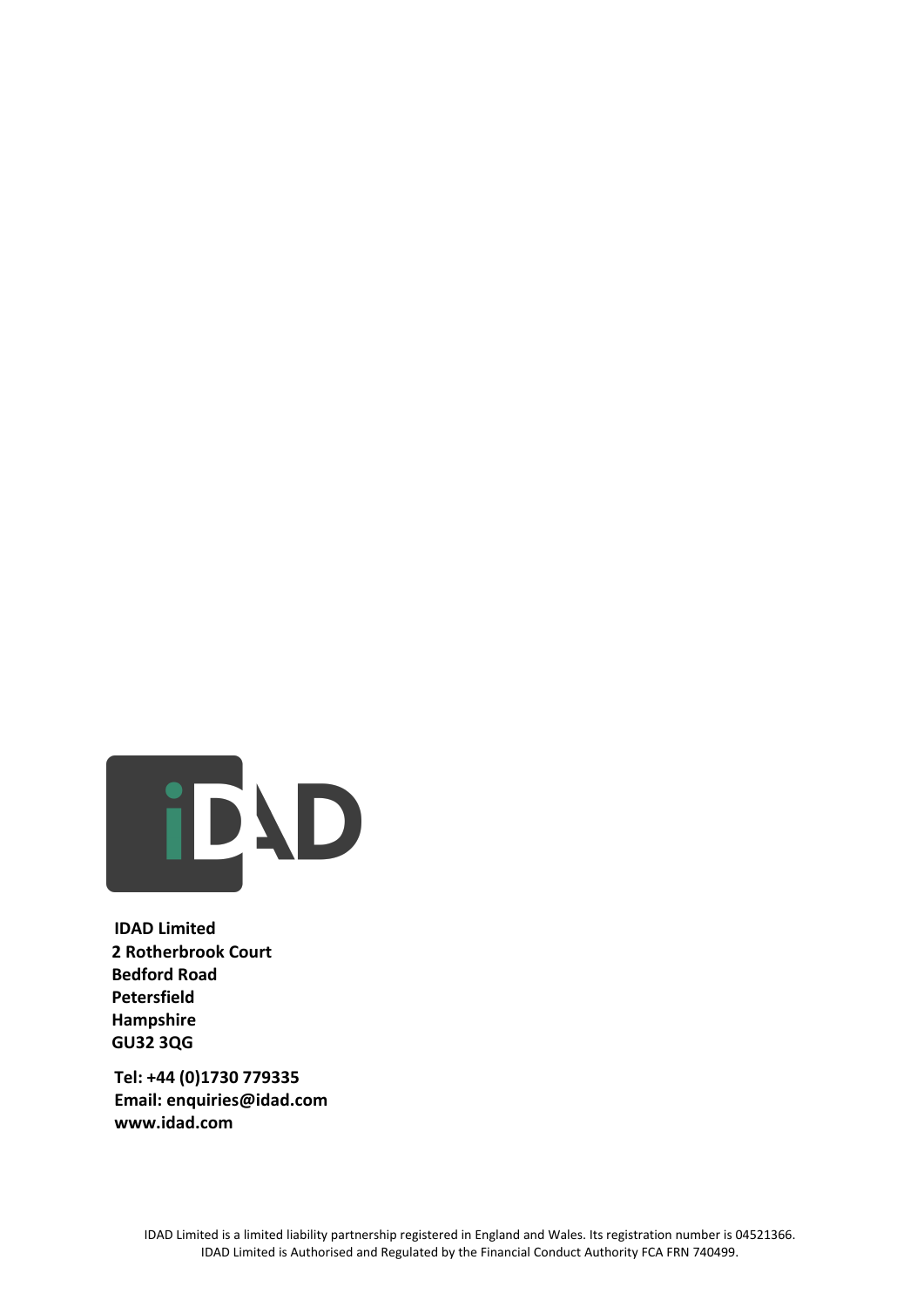**IDAD Limited**
**2 Rotherbrook Court**
**Bedford Road**
**Petersfield**
**Hampshire**
**GU32 3QG**

**Tel: +44 (0)1730 779335**
**Email: enquiries@idad.com**
**www.idad.com**

IDAD Limited is a limited liability partnership registered in England and Wales. Its registration number is 04521366.
IDAD Limited is Authorised and Regulated by the Financial Conduct Authority FCA FRN 740499.